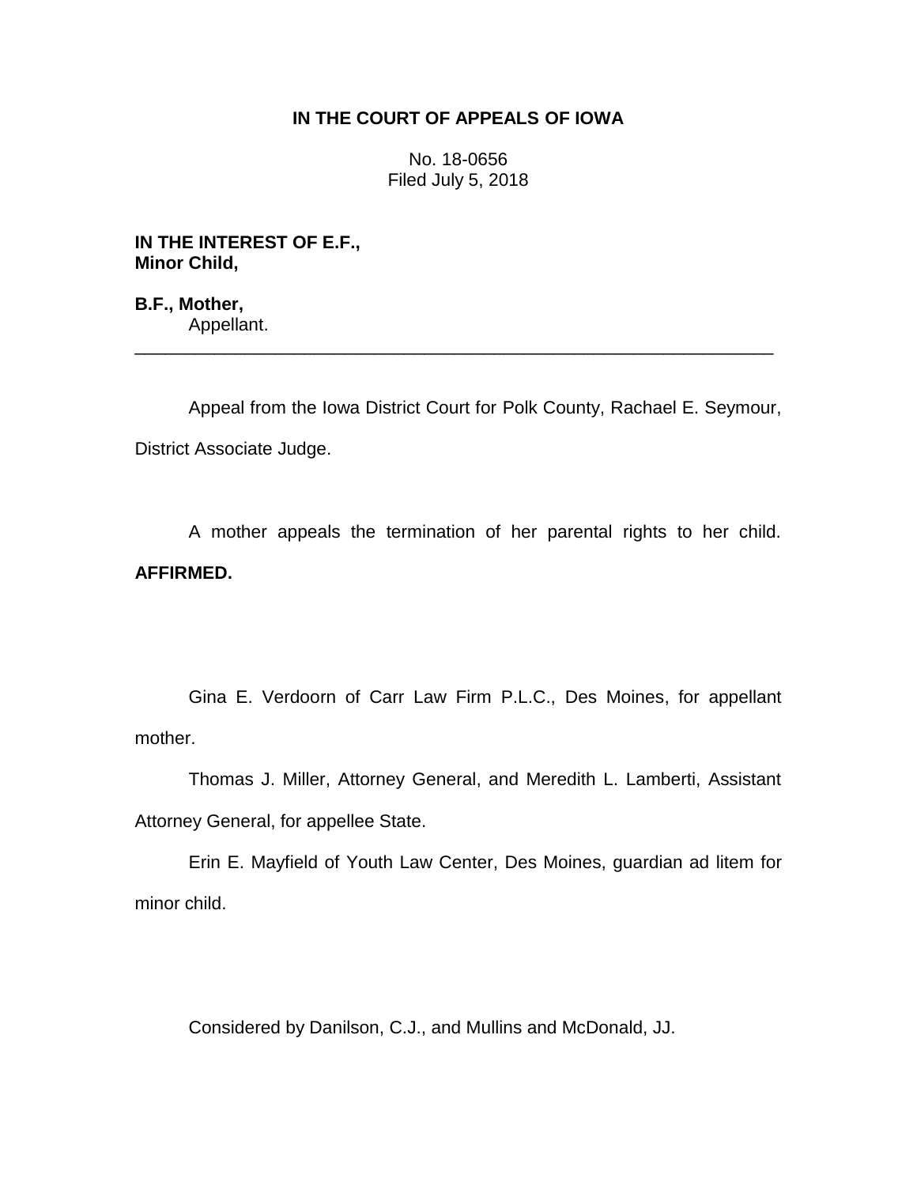**IN THE COURT OF APPEALS OF IOWA**

No. 18-0656
Filed July 5, 2018

**IN THE INTEREST OF E.F.,**
**Minor Child,**

**B.F., Mother,**
Appellant.

---

Appeal from the Iowa District Court for Polk County, Rachael E. Seymour, District Associate Judge.

A mother appeals the termination of her parental rights to her child. **AFFIRMED.**

Gina E. Verdoorn of Carr Law Firm P.L.C., Des Moines, for appellant mother.

Thomas J. Miller, Attorney General, and Meredith L. Lamberti, Assistant Attorney General, for appellee State.

Erin E. Mayfield of Youth Law Center, Des Moines, guardian ad litem for minor child.

Considered by Danilson, C.J., and Mullins and McDonald, JJ.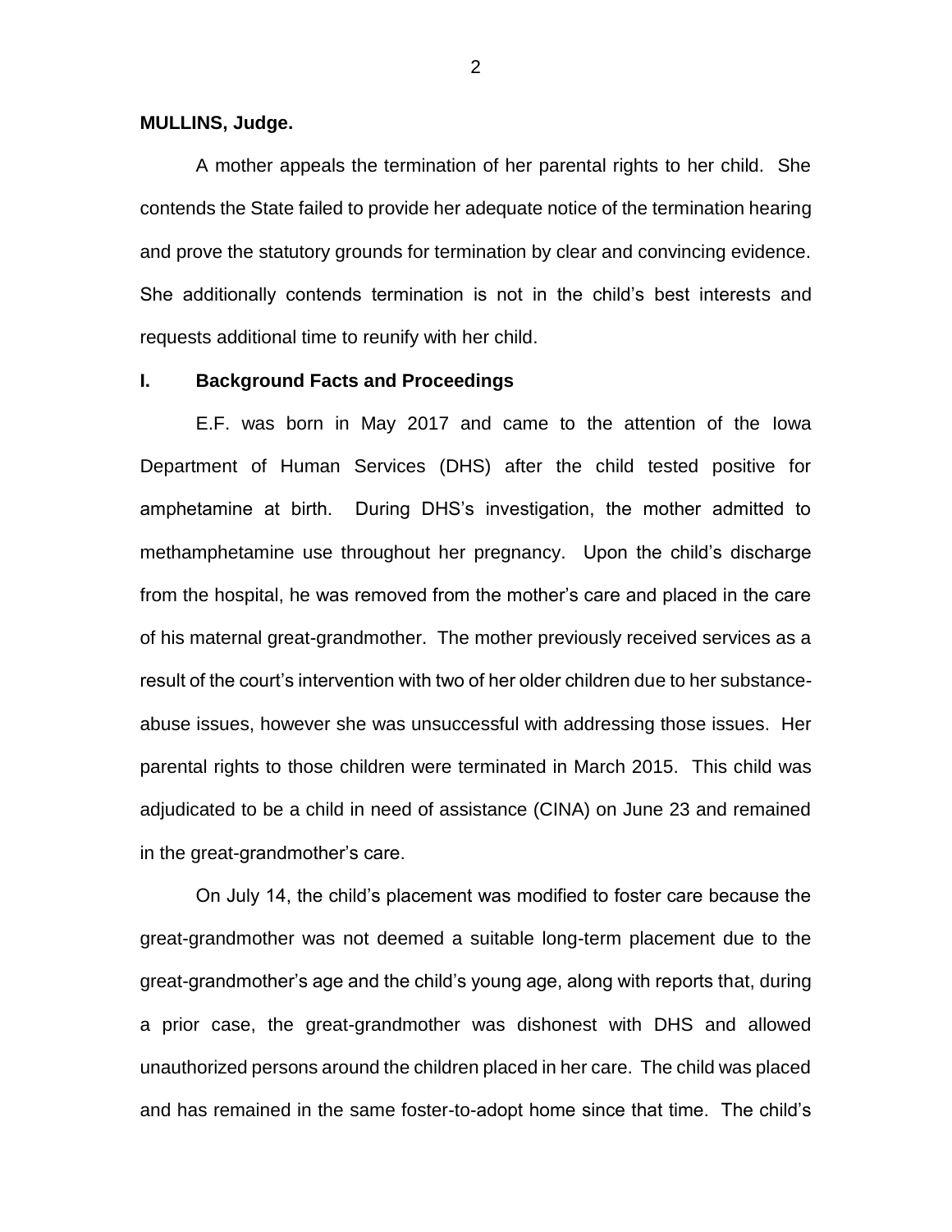**MULLINS, Judge.**

A mother appeals the termination of her parental rights to her child. She contends the State failed to provide her adequate notice of the termination hearing and prove the statutory grounds for termination by clear and convincing evidence. She additionally contends termination is not in the child's best interests and requests additional time to reunify with her child.

## I. Background Facts and Proceedings

E.F. was born in May 2017 and came to the attention of the Iowa Department of Human Services (DHS) after the child tested positive for amphetamine at birth. During DHS's investigation, the mother admitted to methamphetamine use throughout her pregnancy. Upon the child's discharge from the hospital, he was removed from the mother's care and placed in the care of his maternal great-grandmother. The mother previously received services as a result of the court's intervention with two of her older children due to her substance-abuse issues, however she was unsuccessful with addressing those issues. Her parental rights to those children were terminated in March 2015. This child was adjudicated to be a child in need of assistance (CINA) on June 23 and remained in the great-grandmother's care.

On July 14, the child's placement was modified to foster care because the great-grandmother was not deemed a suitable long-term placement due to the great-grandmother's age and the child's young age, along with reports that, during a prior case, the great-grandmother was dishonest with DHS and allowed unauthorized persons around the children placed in her care. The child was placed and has remained in the same foster-to-adopt home since that time. The child's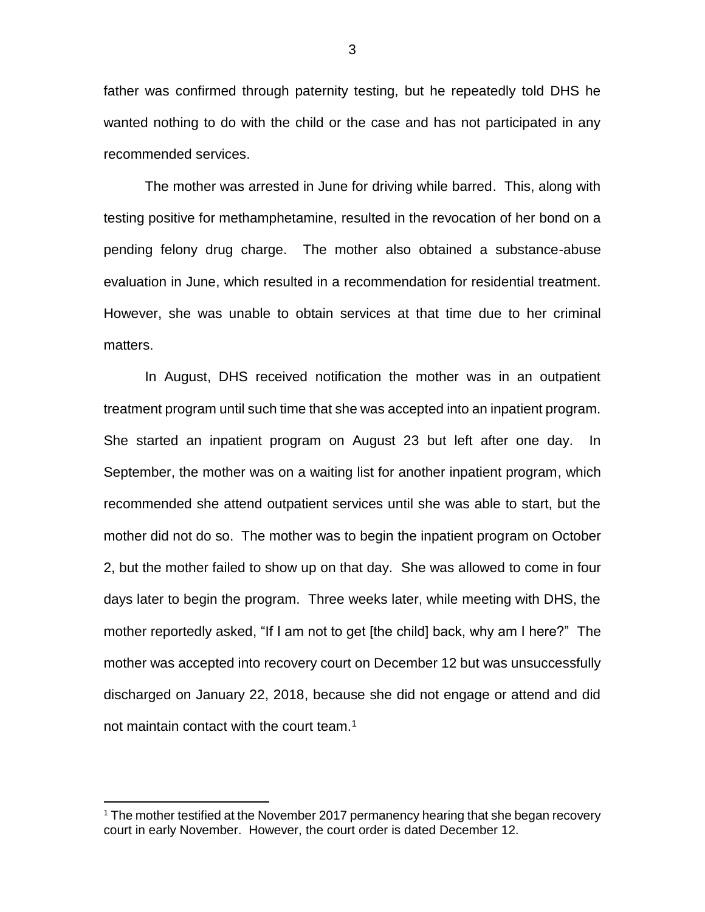father was confirmed through paternity testing, but he repeatedly told DHS he wanted nothing to do with the child or the case and has not participated in any recommended services.

The mother was arrested in June for driving while barred. This, along with testing positive for methamphetamine, resulted in the revocation of her bond on a pending felony drug charge. The mother also obtained a substance-abuse evaluation in June, which resulted in a recommendation for residential treatment. However, she was unable to obtain services at that time due to her criminal matters.

In August, DHS received notification the mother was in an outpatient treatment program until such time that she was accepted into an inpatient program. She started an inpatient program on August 23 but left after one day. In September, the mother was on a waiting list for another inpatient program, which recommended she attend outpatient services until she was able to start, but the mother did not do so. The mother was to begin the inpatient program on October 2, but the mother failed to show up on that day. She was allowed to come in four days later to begin the program. Three weeks later, while meeting with DHS, the mother reportedly asked, "If I am not to get [the child] back, why am I here?" The mother was accepted into recovery court on December 12 but was unsuccessfully discharged on January 22, 2018, because she did not engage or attend and did not maintain contact with the court team.[1]

[1] The mother testified at the November 2017 permanency hearing that she began recovery court in early November. However, the court order is dated December 12.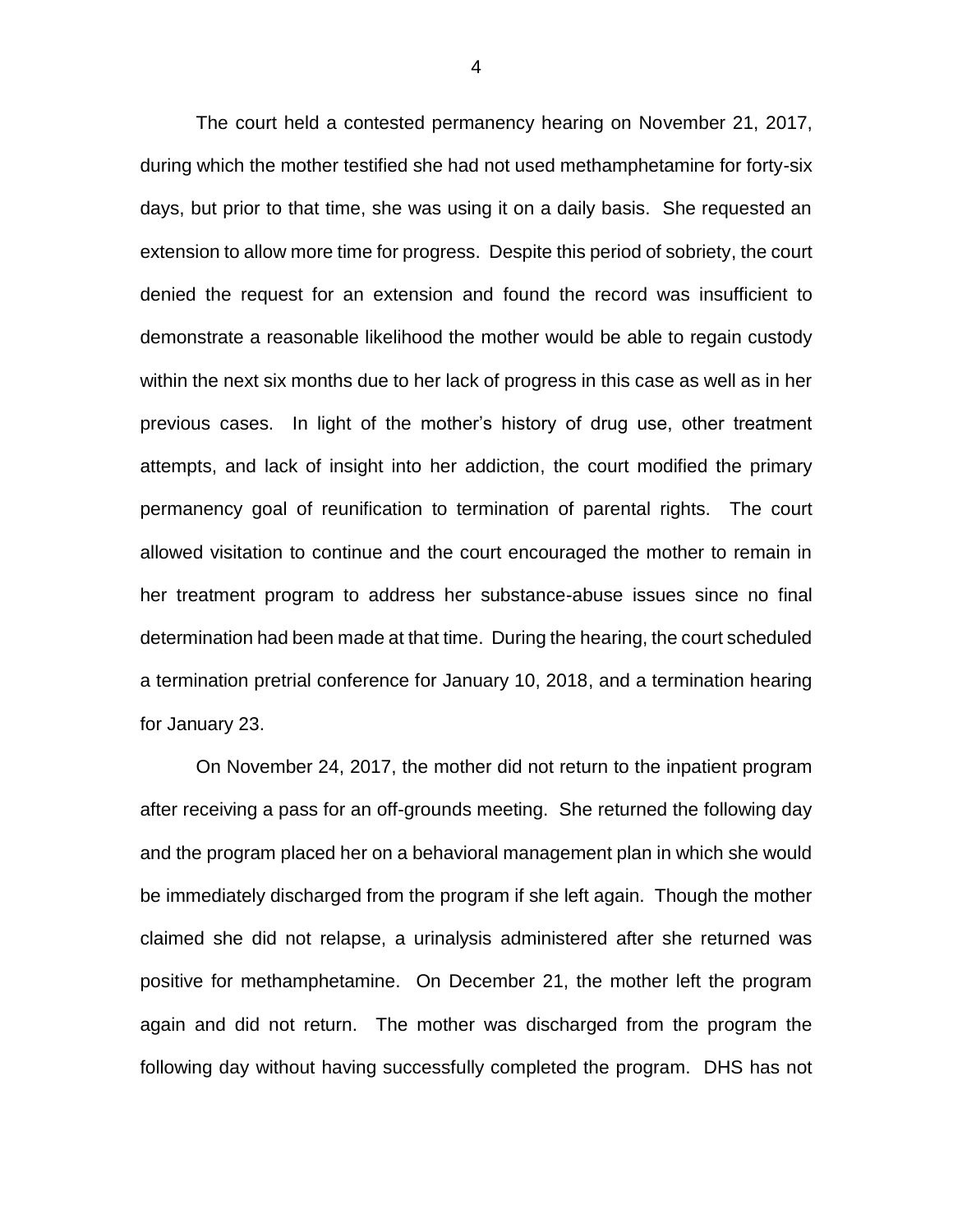The court held a contested permanency hearing on November 21, 2017, during which the mother testified she had not used methamphetamine for forty-six days, but prior to that time, she was using it on a daily basis. She requested an extension to allow more time for progress. Despite this period of sobriety, the court denied the request for an extension and found the record was insufficient to demonstrate a reasonable likelihood the mother would be able to regain custody within the next six months due to her lack of progress in this case as well as in her previous cases. In light of the mother's history of drug use, other treatment attempts, and lack of insight into her addiction, the court modified the primary permanency goal of reunification to termination of parental rights. The court allowed visitation to continue and the court encouraged the mother to remain in her treatment program to address her substance-abuse issues since no final determination had been made at that time. During the hearing, the court scheduled a termination pretrial conference for January 10, 2018, and a termination hearing for January 23.

On November 24, 2017, the mother did not return to the inpatient program after receiving a pass for an off-grounds meeting. She returned the following day and the program placed her on a behavioral management plan in which she would be immediately discharged from the program if she left again. Though the mother claimed she did not relapse, a urinalysis administered after she returned was positive for methamphetamine. On December 21, the mother left the program again and did not return. The mother was discharged from the program the following day without having successfully completed the program. DHS has not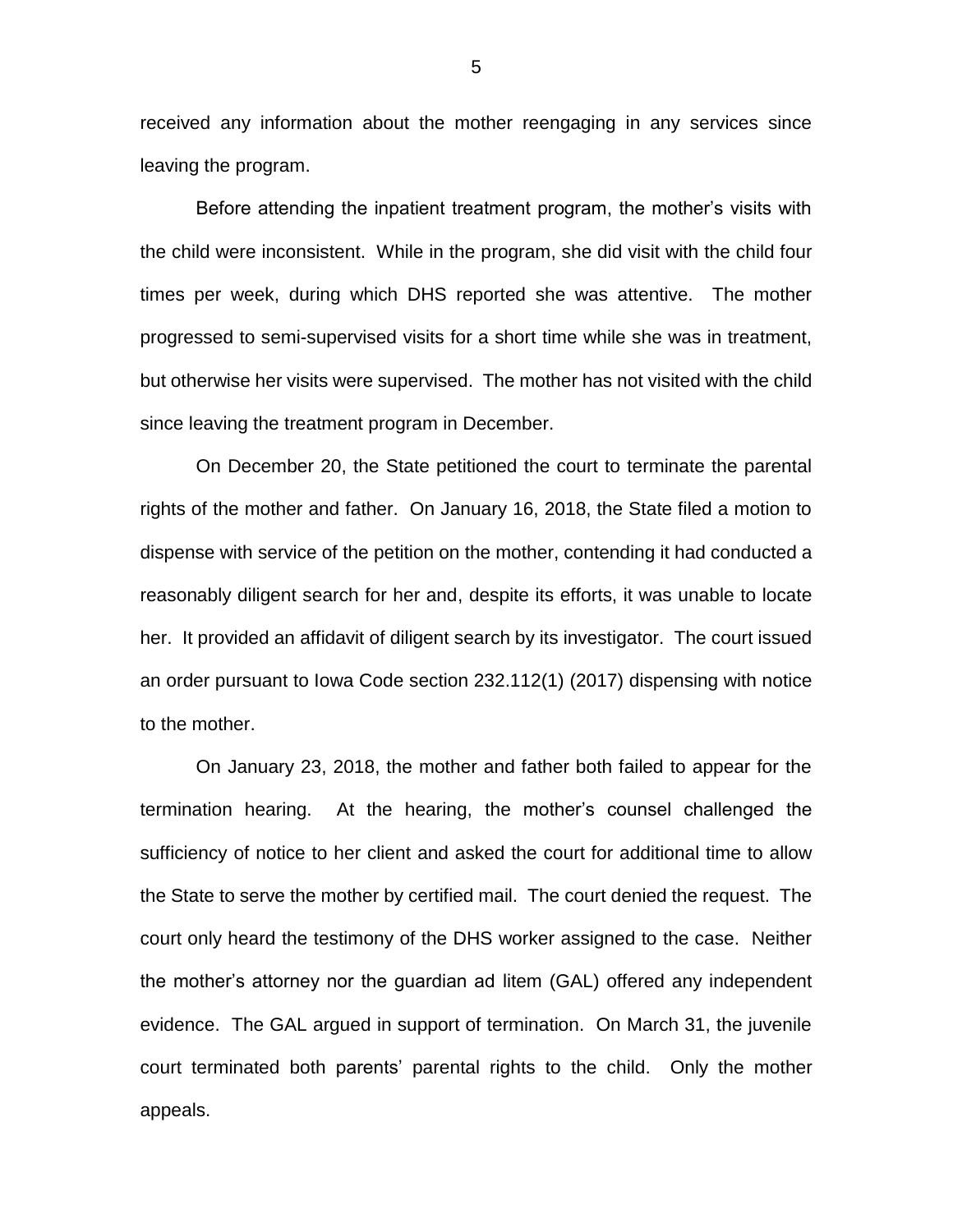received any information about the mother reengaging in any services since leaving the program.

Before attending the inpatient treatment program, the mother's visits with the child were inconsistent. While in the program, she did visit with the child four times per week, during which DHS reported she was attentive. The mother progressed to semi-supervised visits for a short time while she was in treatment, but otherwise her visits were supervised. The mother has not visited with the child since leaving the treatment program in December.

On December 20, the State petitioned the court to terminate the parental rights of the mother and father. On January 16, 2018, the State filed a motion to dispense with service of the petition on the mother, contending it had conducted a reasonably diligent search for her and, despite its efforts, it was unable to locate her. It provided an affidavit of diligent search by its investigator. The court issued an order pursuant to Iowa Code section 232.112(1) (2017) dispensing with notice to the mother.

On January 23, 2018, the mother and father both failed to appear for the termination hearing. At the hearing, the mother's counsel challenged the sufficiency of notice to her client and asked the court for additional time to allow the State to serve the mother by certified mail. The court denied the request. The court only heard the testimony of the DHS worker assigned to the case. Neither the mother's attorney nor the guardian ad litem (GAL) offered any independent evidence. The GAL argued in support of termination. On March 31, the juvenile court terminated both parents' parental rights to the child. Only the mother appeals.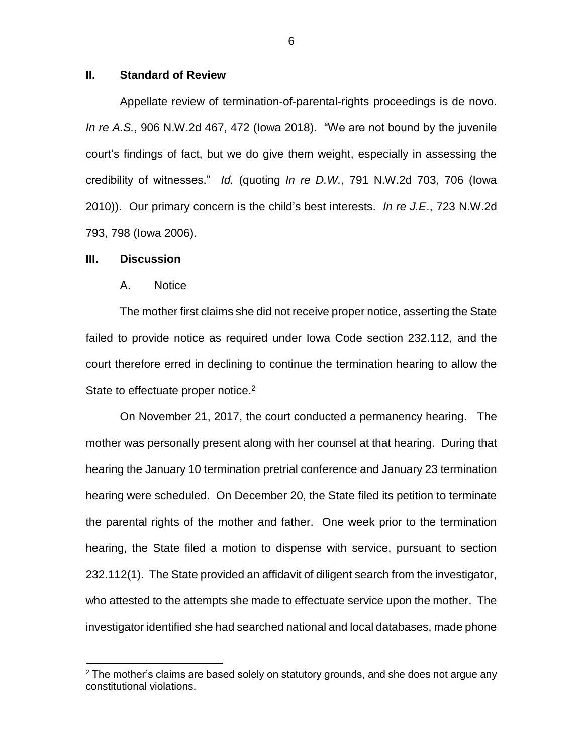## II. Standard of Review

Appellate review of termination-of-parental-rights proceedings is de novo. *In re A.S.*, 906 N.W.2d 467, 472 (Iowa 2018). "We are not bound by the juvenile court's findings of fact, but we do give them weight, especially in assessing the credibility of witnesses." *Id.* (quoting *In re D.W.*, 791 N.W.2d 703, 706 (Iowa 2010)). Our primary concern is the child's best interests. *In re J.E*., 723 N.W.2d 793, 798 (Iowa 2006).

## III. Discussion

### A. Notice

The mother first claims she did not receive proper notice, asserting the State failed to provide notice as required under Iowa Code section 232.112, and the court therefore erred in declining to continue the termination hearing to allow the State to effectuate proper notice.[2]

On November 21, 2017, the court conducted a permanency hearing. The mother was personally present along with her counsel at that hearing. During that hearing the January 10 termination pretrial conference and January 23 termination hearing were scheduled. On December 20, the State filed its petition to terminate the parental rights of the mother and father. One week prior to the termination hearing, the State filed a motion to dispense with service, pursuant to section 232.112(1). The State provided an affidavit of diligent search from the investigator, who attested to the attempts she made to effectuate service upon the mother. The investigator identified she had searched national and local databases, made phone

[2] The mother's claims are based solely on statutory grounds, and she does not argue any constitutional violations.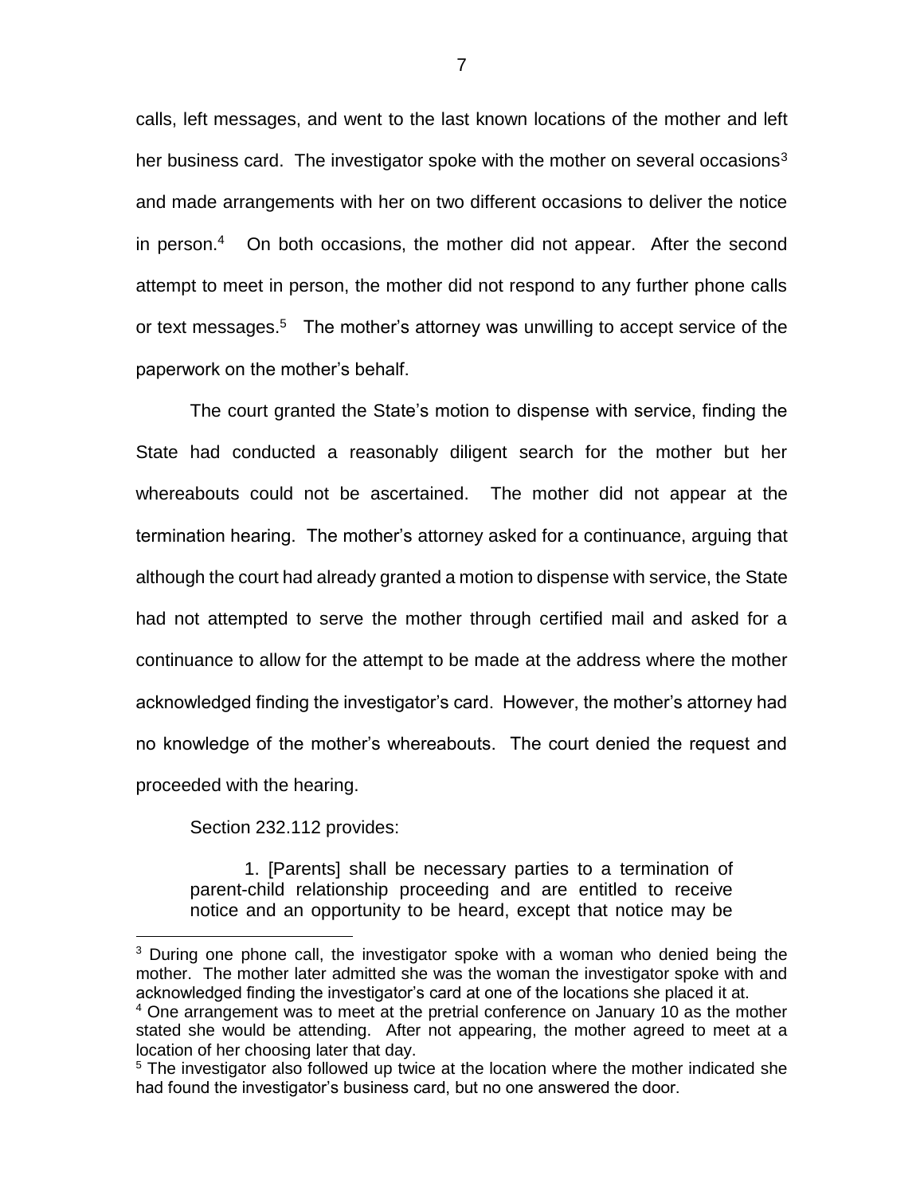calls, left messages, and went to the last known locations of the mother and left her business card. The investigator spoke with the mother on several occasions[3] and made arrangements with her on two different occasions to deliver the notice in person.[4] On both occasions, the mother did not appear. After the second attempt to meet in person, the mother did not respond to any further phone calls or text messages.[5] The mother's attorney was unwilling to accept service of the paperwork on the mother's behalf.

The court granted the State's motion to dispense with service, finding the State had conducted a reasonably diligent search for the mother but her whereabouts could not be ascertained. The mother did not appear at the termination hearing. The mother's attorney asked for a continuance, arguing that although the court had already granted a motion to dispense with service, the State had not attempted to serve the mother through certified mail and asked for a continuance to allow for the attempt to be made at the address where the mother acknowledged finding the investigator's card. However, the mother's attorney had no knowledge of the mother's whereabouts. The court denied the request and proceeded with the hearing.

Section 232.112 provides:

> 1. [Parents] shall be necessary parties to a termination of parent-child relationship proceeding and are entitled to receive notice and an opportunity to be heard, except that notice may be

---

[3] During one phone call, the investigator spoke with a woman who denied being the mother. The mother later admitted she was the woman the investigator spoke with and acknowledged finding the investigator's card at one of the locations she placed it at.

[4] One arrangement was to meet at the pretrial conference on January 10 as the mother stated she would be attending. After not appearing, the mother agreed to meet at a location of her choosing later that day.

[5] The investigator also followed up twice at the location where the mother indicated she had found the investigator's business card, but no one answered the door.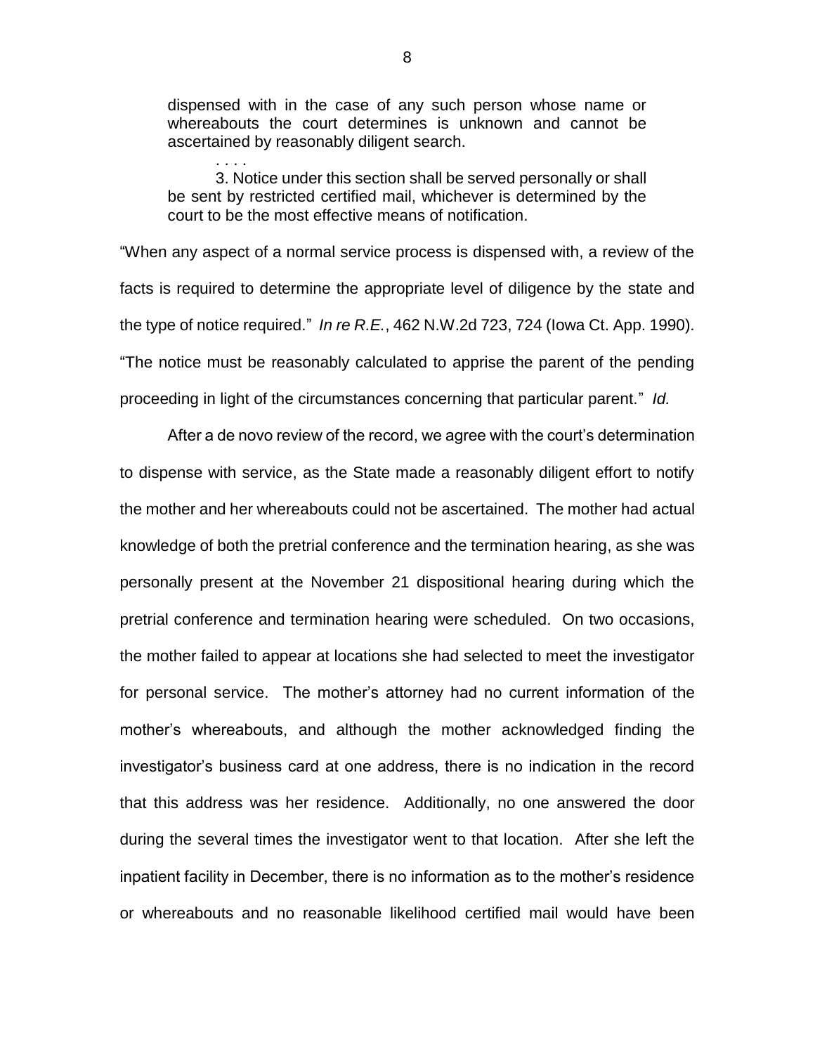> dispensed with in the case of any such person whose name or whereabouts the court determines is unknown and cannot be ascertained by reasonably diligent search.
>
> . . . .
>
> 3. Notice under this section shall be served personally or shall be sent by restricted certified mail, whichever is determined by the court to be the most effective means of notification.

"When any aspect of a normal service process is dispensed with, a review of the facts is required to determine the appropriate level of diligence by the state and the type of notice required." *In re R.E.*, 462 N.W.2d 723, 724 (Iowa Ct. App. 1990). "The notice must be reasonably calculated to apprise the parent of the pending proceeding in light of the circumstances concerning that particular parent." *Id.*

After a de novo review of the record, we agree with the court's determination to dispense with service, as the State made a reasonably diligent effort to notify the mother and her whereabouts could not be ascertained. The mother had actual knowledge of both the pretrial conference and the termination hearing, as she was personally present at the November 21 dispositional hearing during which the pretrial conference and termination hearing were scheduled. On two occasions, the mother failed to appear at locations she had selected to meet the investigator for personal service. The mother's attorney had no current information of the mother's whereabouts, and although the mother acknowledged finding the investigator's business card at one address, there is no indication in the record that this address was her residence. Additionally, no one answered the door during the several times the investigator went to that location. After she left the inpatient facility in December, there is no information as to the mother's residence or whereabouts and no reasonable likelihood certified mail would have been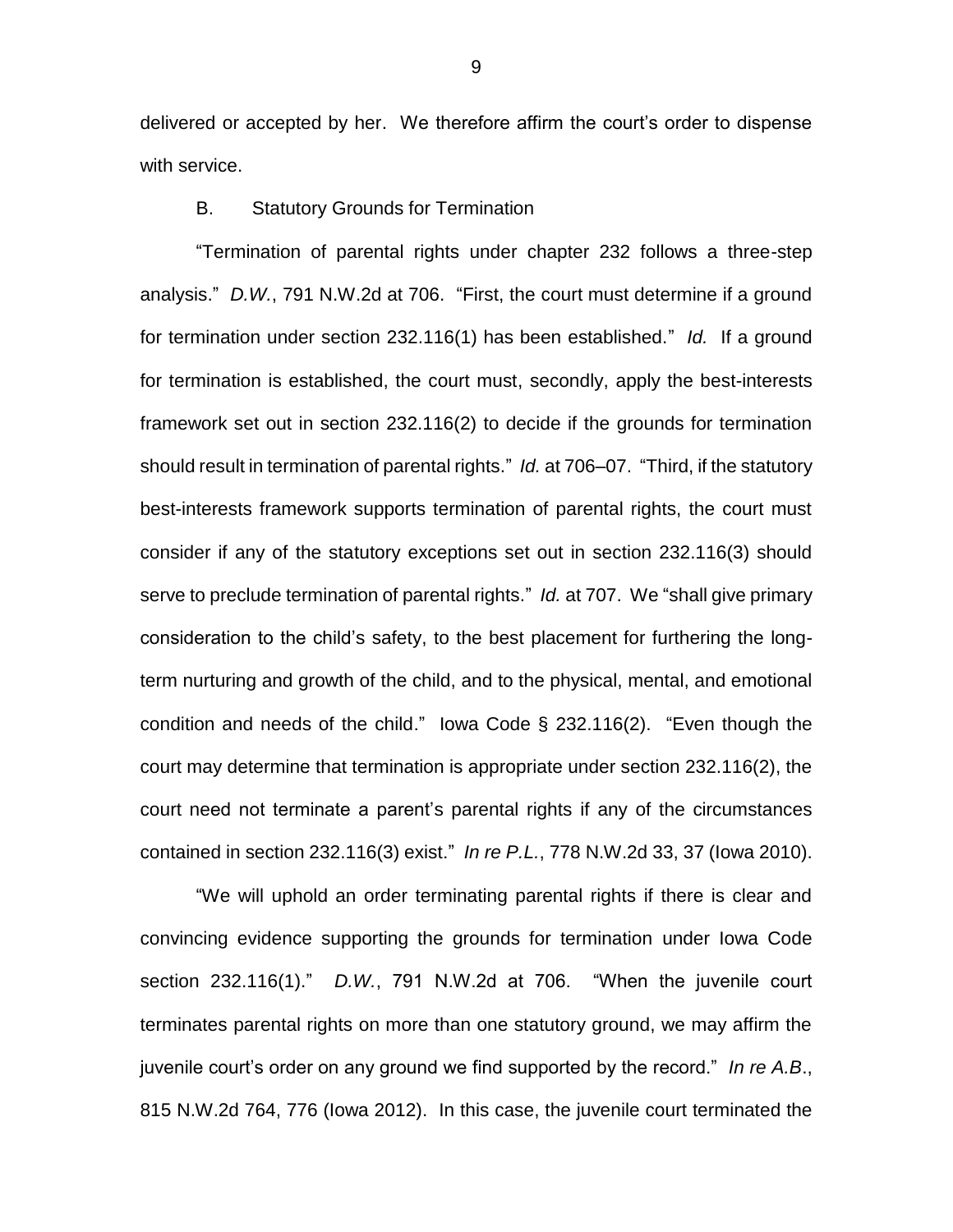delivered or accepted by her. We therefore affirm the court's order to dispense with service.

B. Statutory Grounds for Termination

"Termination of parental rights under chapter 232 follows a three-step analysis." *D.W.*, 791 N.W.2d at 706. "First, the court must determine if a ground for termination under section 232.116(1) has been established." *Id.* If a ground for termination is established, the court must, secondly, apply the best-interests framework set out in section 232.116(2) to decide if the grounds for termination should result in termination of parental rights." *Id.* at 706–07. "Third, if the statutory best-interests framework supports termination of parental rights, the court must consider if any of the statutory exceptions set out in section 232.116(3) should serve to preclude termination of parental rights." *Id.* at 707. We "shall give primary consideration to the child's safety, to the best placement for furthering the long-term nurturing and growth of the child, and to the physical, mental, and emotional condition and needs of the child." Iowa Code § 232.116(2). "Even though the court may determine that termination is appropriate under section 232.116(2), the court need not terminate a parent's parental rights if any of the circumstances contained in section 232.116(3) exist." *In re P.L.*, 778 N.W.2d 33, 37 (Iowa 2010).

"We will uphold an order terminating parental rights if there is clear and convincing evidence supporting the grounds for termination under Iowa Code section 232.116(1)." *D.W.*, 791 N.W.2d at 706. "When the juvenile court terminates parental rights on more than one statutory ground, we may affirm the juvenile court's order on any ground we find supported by the record." *In re A.B.*, 815 N.W.2d 764, 776 (Iowa 2012). In this case, the juvenile court terminated the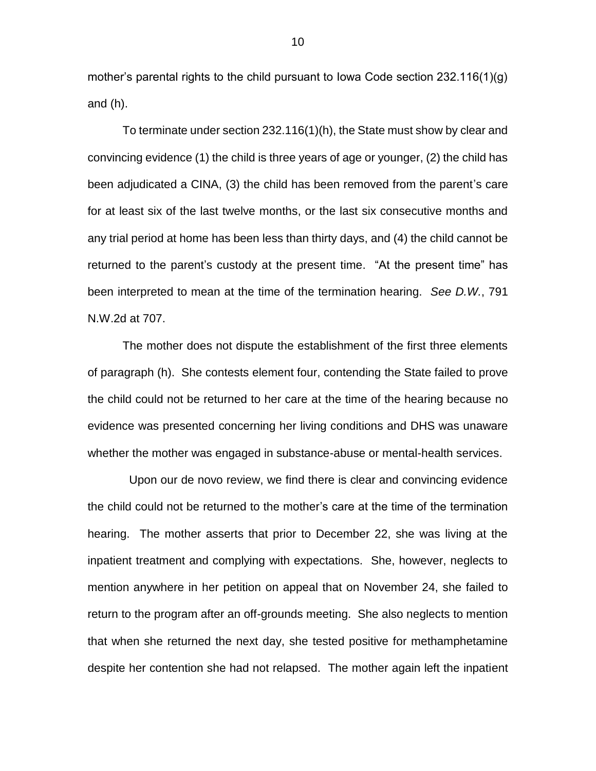mother's parental rights to the child pursuant to Iowa Code section 232.116(1)(g) and (h).

To terminate under section 232.116(1)(h), the State must show by clear and convincing evidence (1) the child is three years of age or younger, (2) the child has been adjudicated a CINA, (3) the child has been removed from the parent's care for at least six of the last twelve months, or the last six consecutive months and any trial period at home has been less than thirty days, and (4) the child cannot be returned to the parent's custody at the present time. "At the present time" has been interpreted to mean at the time of the termination hearing. *See D.W.*, 791 N.W.2d at 707.

The mother does not dispute the establishment of the first three elements of paragraph (h). She contests element four, contending the State failed to prove the child could not be returned to her care at the time of the hearing because no evidence was presented concerning her living conditions and DHS was unaware whether the mother was engaged in substance-abuse or mental-health services.

Upon our de novo review, we find there is clear and convincing evidence the child could not be returned to the mother's care at the time of the termination hearing. The mother asserts that prior to December 22, she was living at the inpatient treatment and complying with expectations. She, however, neglects to mention anywhere in her petition on appeal that on November 24, she failed to return to the program after an off-grounds meeting. She also neglects to mention that when she returned the next day, she tested positive for methamphetamine despite her contention she had not relapsed. The mother again left the inpatient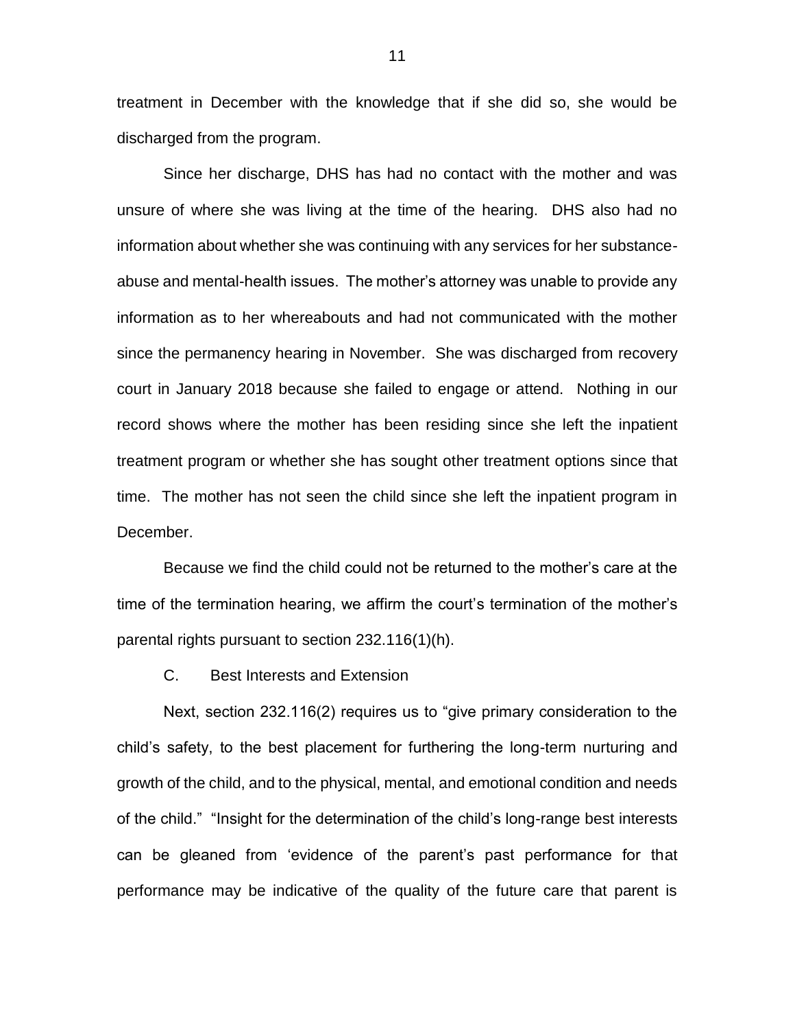treatment in December with the knowledge that if she did so, she would be discharged from the program.

Since her discharge, DHS has had no contact with the mother and was unsure of where she was living at the time of the hearing. DHS also had no information about whether she was continuing with any services for her substance-abuse and mental-health issues. The mother's attorney was unable to provide any information as to her whereabouts and had not communicated with the mother since the permanency hearing in November. She was discharged from recovery court in January 2018 because she failed to engage or attend. Nothing in our record shows where the mother has been residing since she left the inpatient treatment program or whether she has sought other treatment options since that time. The mother has not seen the child since she left the inpatient program in December.

Because we find the child could not be returned to the mother's care at the time of the termination hearing, we affirm the court's termination of the mother's parental rights pursuant to section 232.116(1)(h).

C. Best Interests and Extension

Next, section 232.116(2) requires us to "give primary consideration to the child's safety, to the best placement for furthering the long-term nurturing and growth of the child, and to the physical, mental, and emotional condition and needs of the child." "Insight for the determination of the child's long-range best interests can be gleaned from 'evidence of the parent's past performance for that performance may be indicative of the quality of the future care that parent is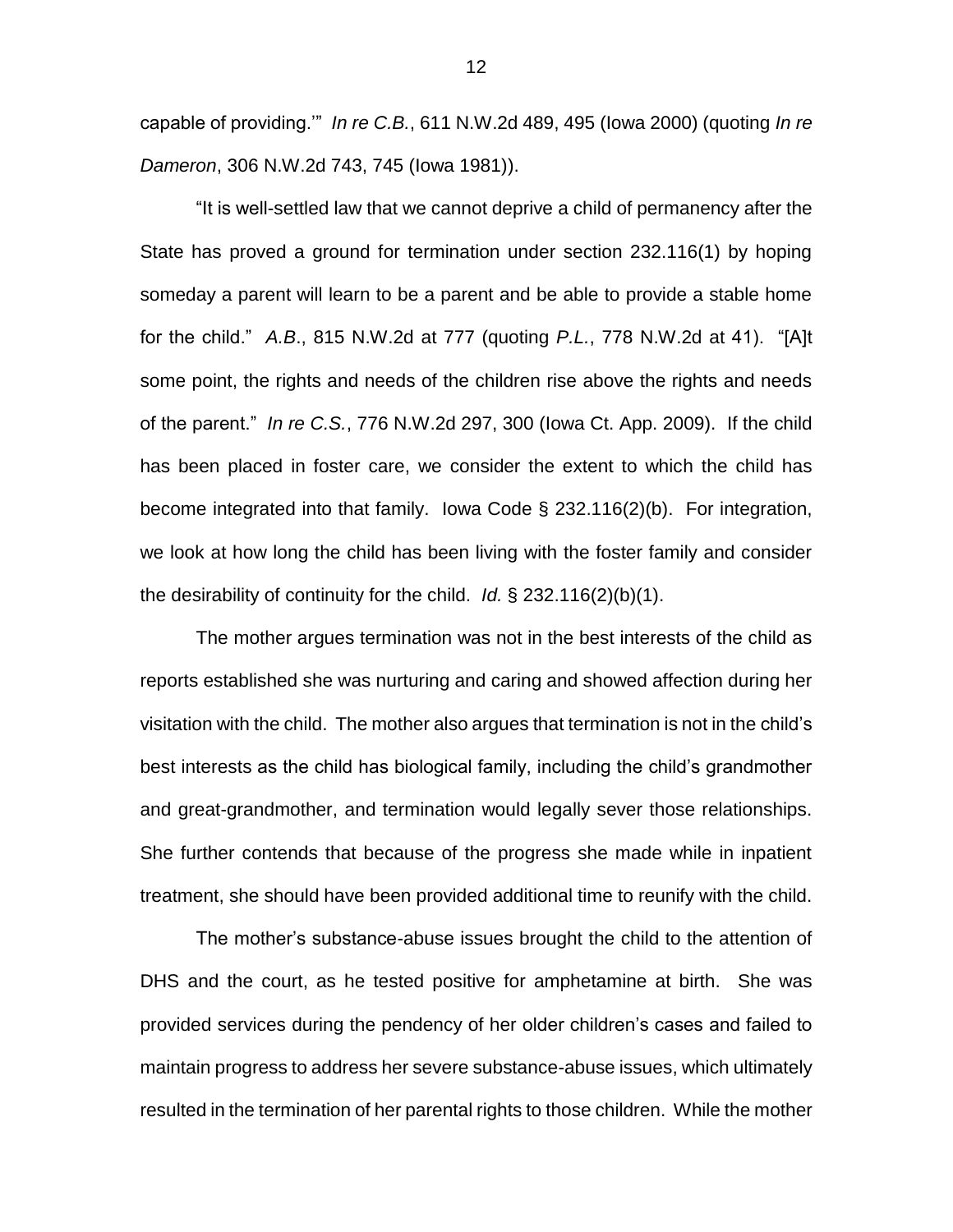capable of providing.'" *In re C.B.*, 611 N.W.2d 489, 495 (Iowa 2000) (quoting *In re Dameron*, 306 N.W.2d 743, 745 (Iowa 1981)).

"It is well-settled law that we cannot deprive a child of permanency after the State has proved a ground for termination under section 232.116(1) by hoping someday a parent will learn to be a parent and be able to provide a stable home for the child." *A.B.*, 815 N.W.2d at 777 (quoting *P.L.*, 778 N.W.2d at 41). "[A]t some point, the rights and needs of the children rise above the rights and needs of the parent." *In re C.S.*, 776 N.W.2d 297, 300 (Iowa Ct. App. 2009). If the child has been placed in foster care, we consider the extent to which the child has become integrated into that family. Iowa Code § 232.116(2)(b). For integration, we look at how long the child has been living with the foster family and consider the desirability of continuity for the child. *Id.* § 232.116(2)(b)(1).

The mother argues termination was not in the best interests of the child as reports established she was nurturing and caring and showed affection during her visitation with the child. The mother also argues that termination is not in the child's best interests as the child has biological family, including the child's grandmother and great-grandmother, and termination would legally sever those relationships. She further contends that because of the progress she made while in inpatient treatment, she should have been provided additional time to reunify with the child.

The mother's substance-abuse issues brought the child to the attention of DHS and the court, as he tested positive for amphetamine at birth. She was provided services during the pendency of her older children's cases and failed to maintain progress to address her severe substance-abuse issues, which ultimately resulted in the termination of her parental rights to those children. While the mother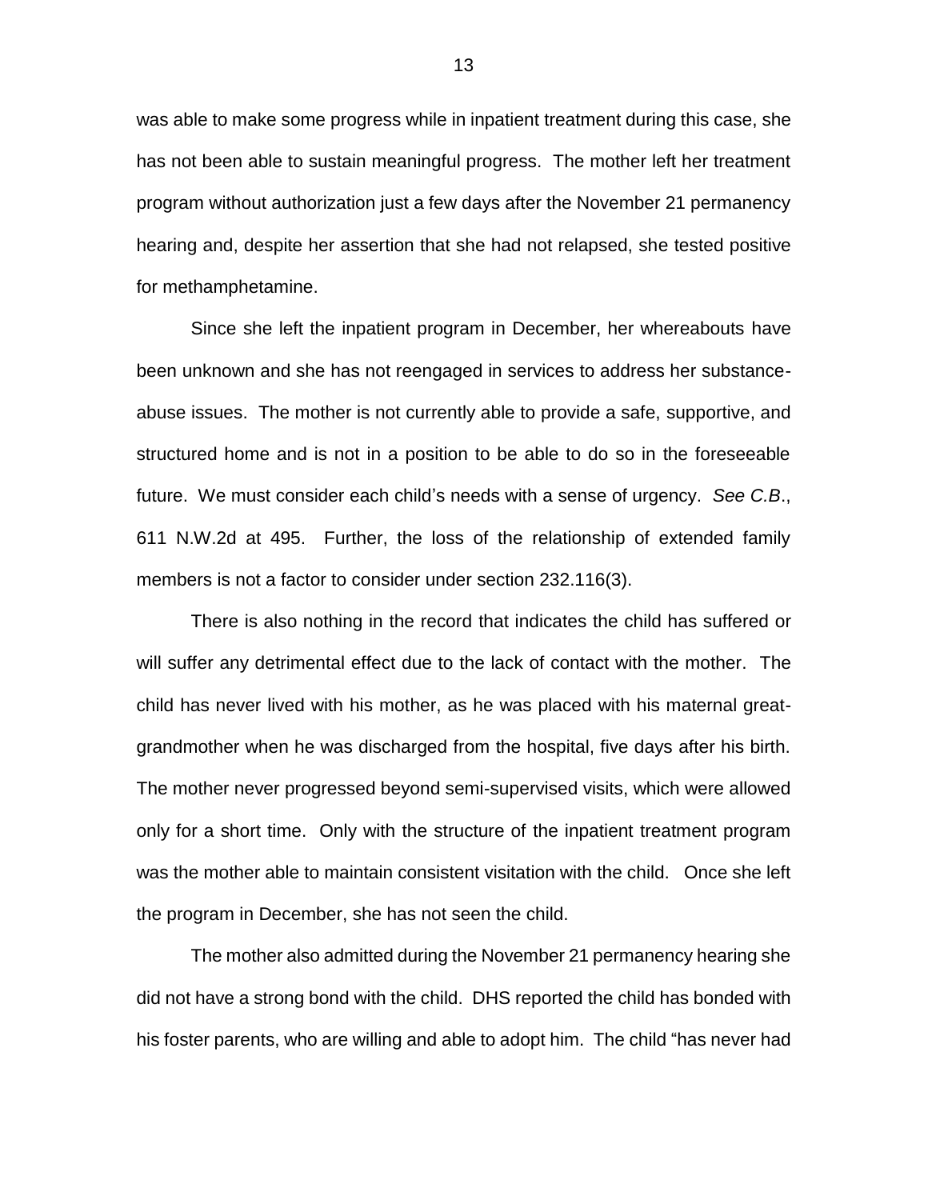was able to make some progress while in inpatient treatment during this case, she has not been able to sustain meaningful progress. The mother left her treatment program without authorization just a few days after the November 21 permanency hearing and, despite her assertion that she had not relapsed, she tested positive for methamphetamine.

Since she left the inpatient program in December, her whereabouts have been unknown and she has not reengaged in services to address her substance-abuse issues. The mother is not currently able to provide a safe, supportive, and structured home and is not in a position to be able to do so in the foreseeable future. We must consider each child's needs with a sense of urgency. *See C.B.*, 611 N.W.2d at 495. Further, the loss of the relationship of extended family members is not a factor to consider under section 232.116(3).

There is also nothing in the record that indicates the child has suffered or will suffer any detrimental effect due to the lack of contact with the mother. The child has never lived with his mother, as he was placed with his maternal great-grandmother when he was discharged from the hospital, five days after his birth. The mother never progressed beyond semi-supervised visits, which were allowed only for a short time. Only with the structure of the inpatient treatment program was the mother able to maintain consistent visitation with the child. Once she left the program in December, she has not seen the child.

The mother also admitted during the November 21 permanency hearing she did not have a strong bond with the child. DHS reported the child has bonded with his foster parents, who are willing and able to adopt him. The child "has never had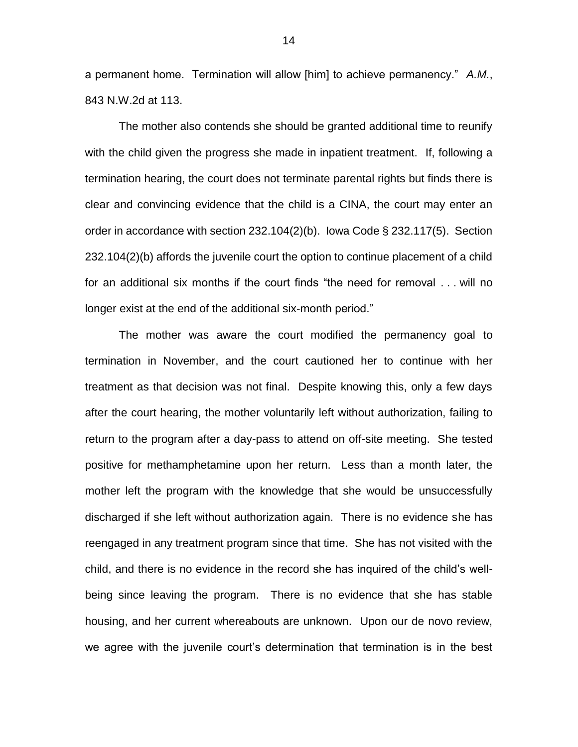a permanent home. Termination will allow [him] to achieve permanency." *A.M.*, 843 N.W.2d at 113.

The mother also contends she should be granted additional time to reunify with the child given the progress she made in inpatient treatment. If, following a termination hearing, the court does not terminate parental rights but finds there is clear and convincing evidence that the child is a CINA, the court may enter an order in accordance with section 232.104(2)(b). Iowa Code § 232.117(5). Section 232.104(2)(b) affords the juvenile court the option to continue placement of a child for an additional six months if the court finds "the need for removal . . . will no longer exist at the end of the additional six-month period."

The mother was aware the court modified the permanency goal to termination in November, and the court cautioned her to continue with her treatment as that decision was not final. Despite knowing this, only a few days after the court hearing, the mother voluntarily left without authorization, failing to return to the program after a day-pass to attend on off-site meeting. She tested positive for methamphetamine upon her return. Less than a month later, the mother left the program with the knowledge that she would be unsuccessfully discharged if she left without authorization again. There is no evidence she has reengaged in any treatment program since that time. She has not visited with the child, and there is no evidence in the record she has inquired of the child's well-being since leaving the program. There is no evidence that she has stable housing, and her current whereabouts are unknown. Upon our de novo review, we agree with the juvenile court's determination that termination is in the best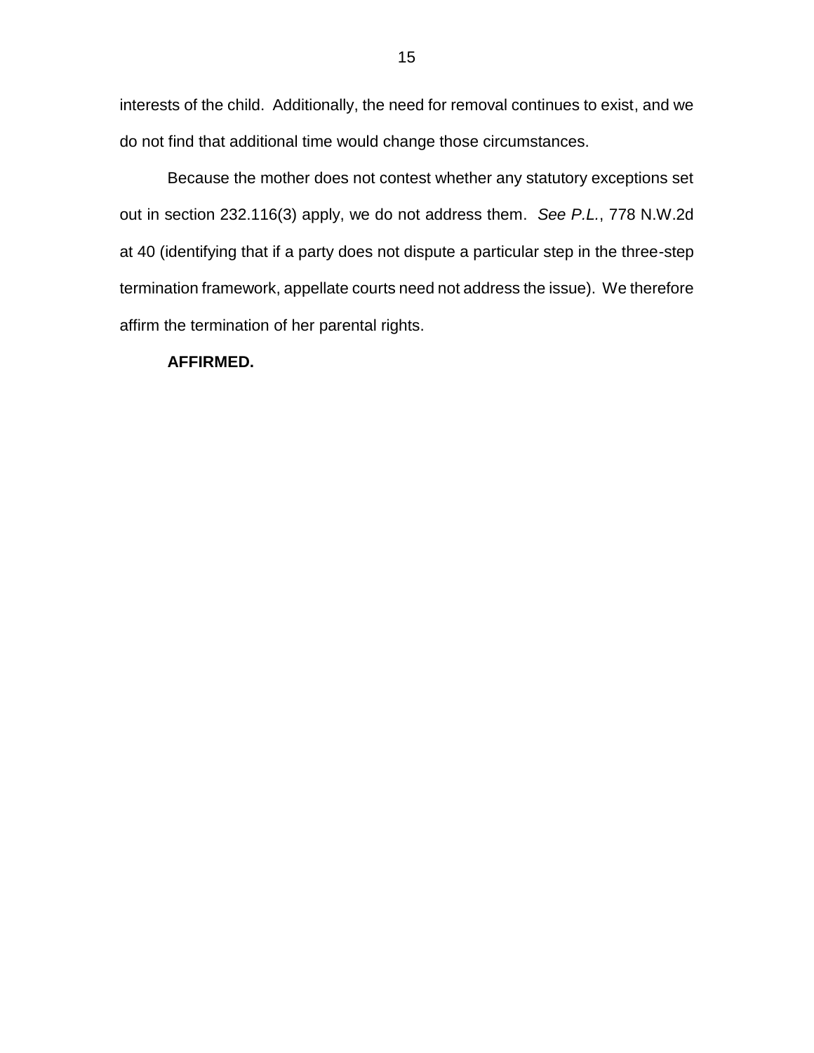interests of the child. Additionally, the need for removal continues to exist, and we do not find that additional time would change those circumstances.

Because the mother does not contest whether any statutory exceptions set out in section 232.116(3) apply, we do not address them. *See P.L.*, 778 N.W.2d at 40 (identifying that if a party does not dispute a particular step in the three-step termination framework, appellate courts need not address the issue). We therefore affirm the termination of her parental rights.

**AFFIRMED.**